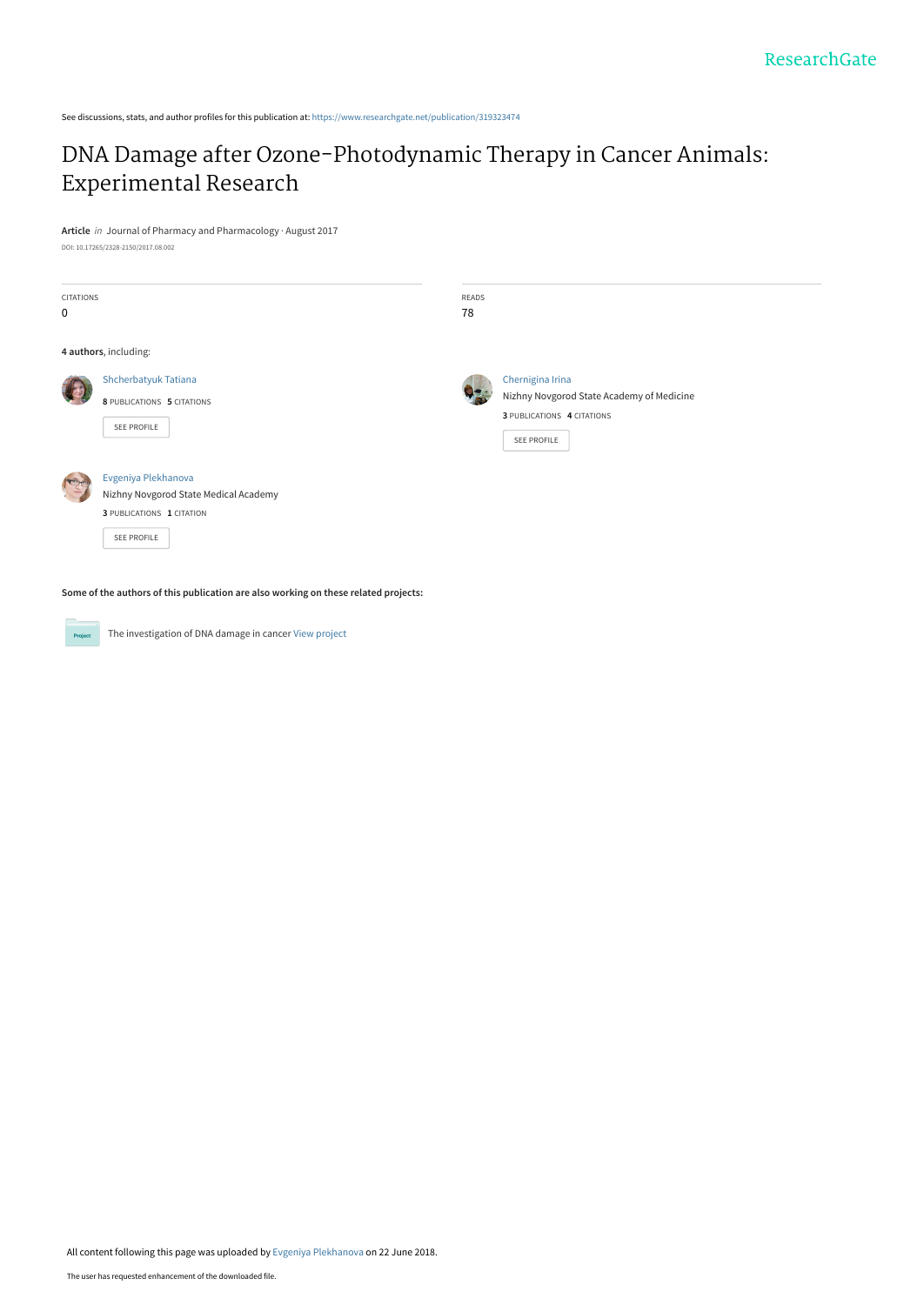See discussions, stats, and author profiles for this publication at: https://www.researchgate.net/publication/319323474

# DNA Damage after Ozone-Photodynamic Therapy in Cancer Animals: Experimental Research

**Article** *in* Journal of Pharmacy and Pharmacology · August 2017

DOI: 10.17265/2328-2150/2017.08.002

CITATIONS
0

READS
78

**4 authors**, including:

Shcherbatyuk Tatiana
**8** PUBLICATIONS **5** CITATIONS
SEE PROFILE

Chernigina Irina
Nizhny Novgorod State Academy of Medicine
**3** PUBLICATIONS **4** CITATIONS
SEE PROFILE

Evgeniya Plekhanova
Nizhny Novgorod State Medical Academy
**3** PUBLICATIONS **1** CITATION
SEE PROFILE

**Some of the authors of this publication are also working on these related projects:**

The investigation of DNA damage in cancer View project

All content following this page was uploaded by Evgeniya Plekhanova on 22 June 2018.

The user has requested enhancement of the downloaded file.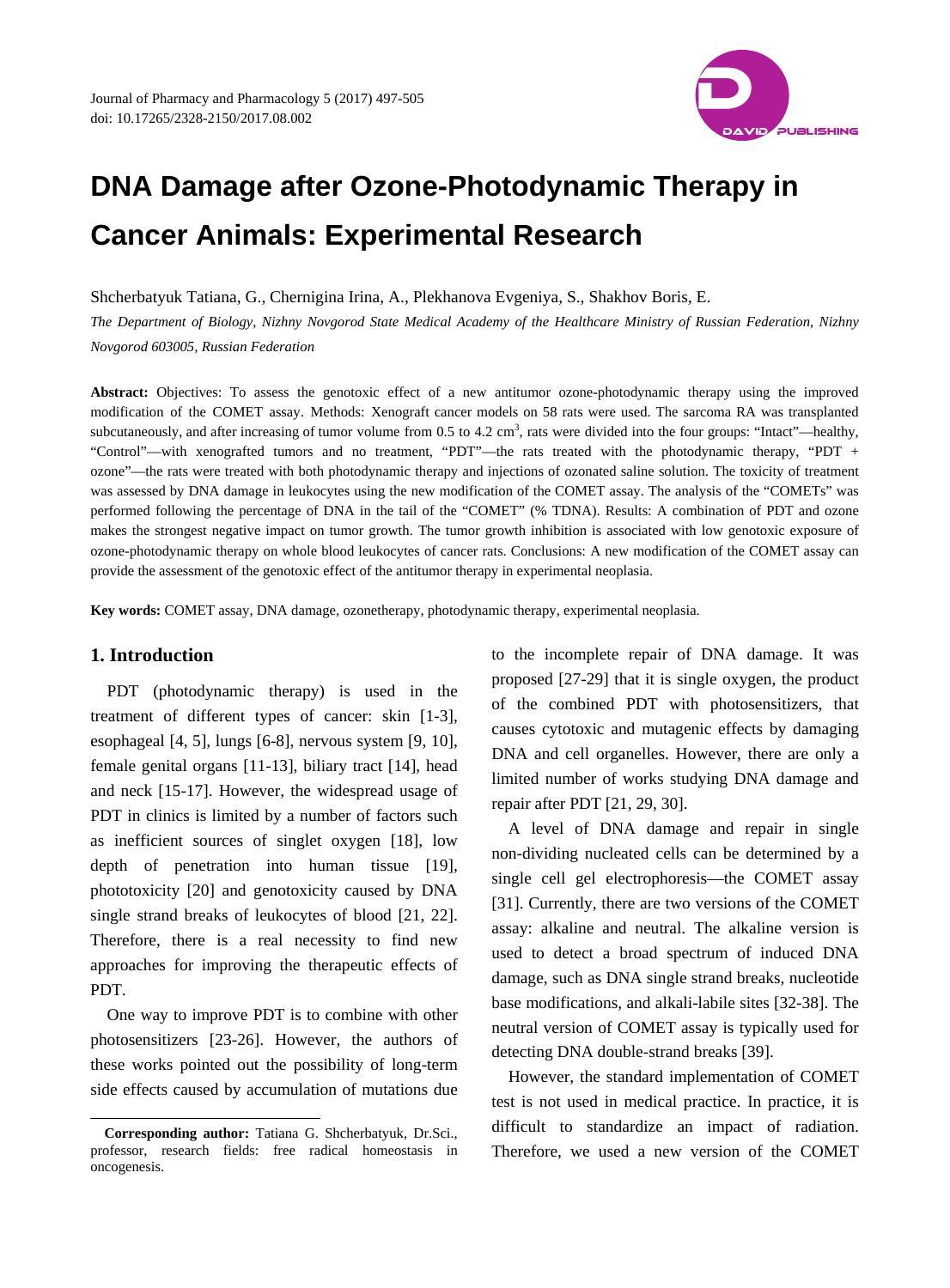# DNA Damage after Ozone-Photodynamic Therapy in Cancer Animals: Experimental Research

Shcherbatyuk Tatiana, G., Chernigina Irina, A., Plekhanova Evgeniya, S., Shakhov Boris, E.

*The Department of Biology, Nizhny Novgorod State Medical Academy of the Healthcare Ministry of Russian Federation, Nizhny Novgorod 603005, Russian Federation*

**Abstract:** Objectives: To assess the genotoxic effect of a new antitumor ozone-photodynamic therapy using the improved modification of the COMET assay. Methods: Xenograft cancer models on 58 rats were used. The sarcoma RA was transplanted subcutaneously, and after increasing of tumor volume from 0.5 to 4.2 $cm^3$, rats were divided into the four groups: "Intact"—healthy, "Control"—with xenografted tumors and no treatment, "PDT"—the rats treated with the photodynamic therapy, "PDT + ozone"—the rats were treated with both photodynamic therapy and injections of ozonated saline solution. The toxicity of treatment was assessed by DNA damage in leukocytes using the new modification of the COMET assay. The analysis of the "COMETs" was performed following the percentage of DNA in the tail of the "COMET" (% TDNA). Results: A combination of PDT and ozone makes the strongest negative impact on tumor growth. The tumor growth inhibition is associated with low genotoxic exposure of ozone-photodynamic therapy on whole blood leukocytes of cancer rats. Conclusions: A new modification of the COMET assay can provide the assessment of the genotoxic effect of the antitumor therapy in experimental neoplasia.

**Key words:** COMET assay, DNA damage, ozonetherapy, photodynamic therapy, experimental neoplasia.

## 1. Introduction

PDT (photodynamic therapy) is used in the treatment of different types of cancer: skin [1-3], esophageal [4, 5], lungs [6-8], nervous system [9, 10], female genital organs [11-13], biliary tract [14], head and neck [15-17]. However, the widespread usage of PDT in clinics is limited by a number of factors such as inefficient sources of singlet oxygen [18], low depth of penetration into human tissue [19], phototoxicity [20] and genotoxicity caused by DNA single strand breaks of leukocytes of blood [21, 22]. Therefore, there is a real necessity to find new approaches for improving the therapeutic effects of PDT.

One way to improve PDT is to combine with other photosensitizers [23-26]. However, the authors of these works pointed out the possibility of long-term side effects caused by accumulation of mutations due to the incomplete repair of DNA damage. It was proposed [27-29] that it is single oxygen, the product of the combined PDT with photosensitizers, that causes cytotoxic and mutagenic effects by damaging DNA and cell organelles. However, there are only a limited number of works studying DNA damage and repair after PDT [21, 29, 30].

A level of DNA damage and repair in single non-dividing nucleated cells can be determined by a single cell gel electrophoresis—the COMET assay [31]. Currently, there are two versions of the COMET assay: alkaline and neutral. The alkaline version is used to detect a broad spectrum of induced DNA damage, such as DNA single strand breaks, nucleotide base modifications, and alkali-labile sites [32-38]. The neutral version of COMET assay is typically used for detecting DNA double-strand breaks [39].

However, the standard implementation of COMET test is not used in medical practice. In practice, it is difficult to standardize an impact of radiation. Therefore, we used a new version of the COMET

---

**Corresponding author:** Tatiana G. Shcherbatyuk, Dr.Sci., professor, research fields: free radical homeostasis in oncogenesis.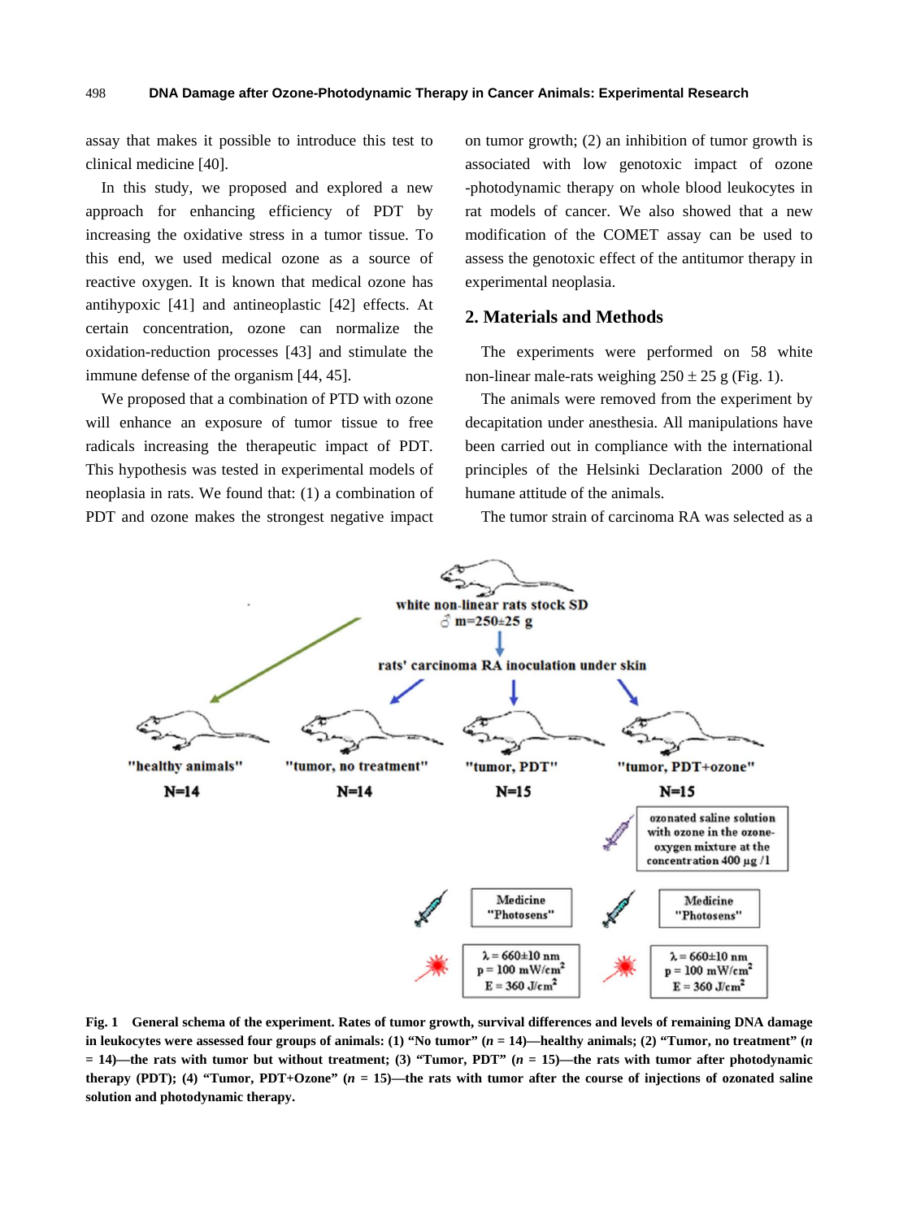assay that makes it possible to introduce this test to clinical medicine [40].

In this study, we proposed and explored a new approach for enhancing efficiency of PDT by increasing the oxidative stress in a tumor tissue. To this end, we used medical ozone as a source of reactive oxygen. It is known that medical ozone has antihypoxic [41] and antineoplastic [42] effects. At certain concentration, ozone can normalize the oxidation-reduction processes [43] and stimulate the immune defense of the organism [44, 45].

We proposed that a combination of PTD with ozone will enhance an exposure of tumor tissue to free radicals increasing the therapeutic impact of PDT. This hypothesis was tested in experimental models of neoplasia in rats. We found that: (1) a combination of PDT and ozone makes the strongest negative impact on tumor growth; (2) an inhibition of tumor growth is associated with low genotoxic impact of ozone -photodynamic therapy on whole blood leukocytes in rat models of cancer. We also showed that a new modification of the COMET assay can be used to assess the genotoxic effect of the antitumor therapy in experimental neoplasia.

## 2. Materials and Methods

The experiments were performed on 58 white non-linear male-rats weighing 250 ± 25 g (Fig. 1).

The animals were removed from the experiment by decapitation under anesthesia. All manipulations have been carried out in compliance with the international principles of the Helsinki Declaration 2000 of the humane attitude of the animals.

The tumor strain of carcinoma RA was selected as a

**Fig. 1 General schema of the experiment. Rates of tumor growth, survival differences and levels of remaining DNA damage in leukocytes were assessed four groups of animals: (1) "No tumor" (*n* = 14)—healthy animals; (2) "Tumor, no treatment" (*n* = 14)—the rats with tumor but without treatment; (3) "Tumor, PDT" (*n* = 15)—the rats with tumor after photodynamic therapy (PDT); (4) "Tumor, PDT+Ozone" (*n* = 15)—the rats with tumor after the course of injections of ozonated saline solution and photodynamic therapy.**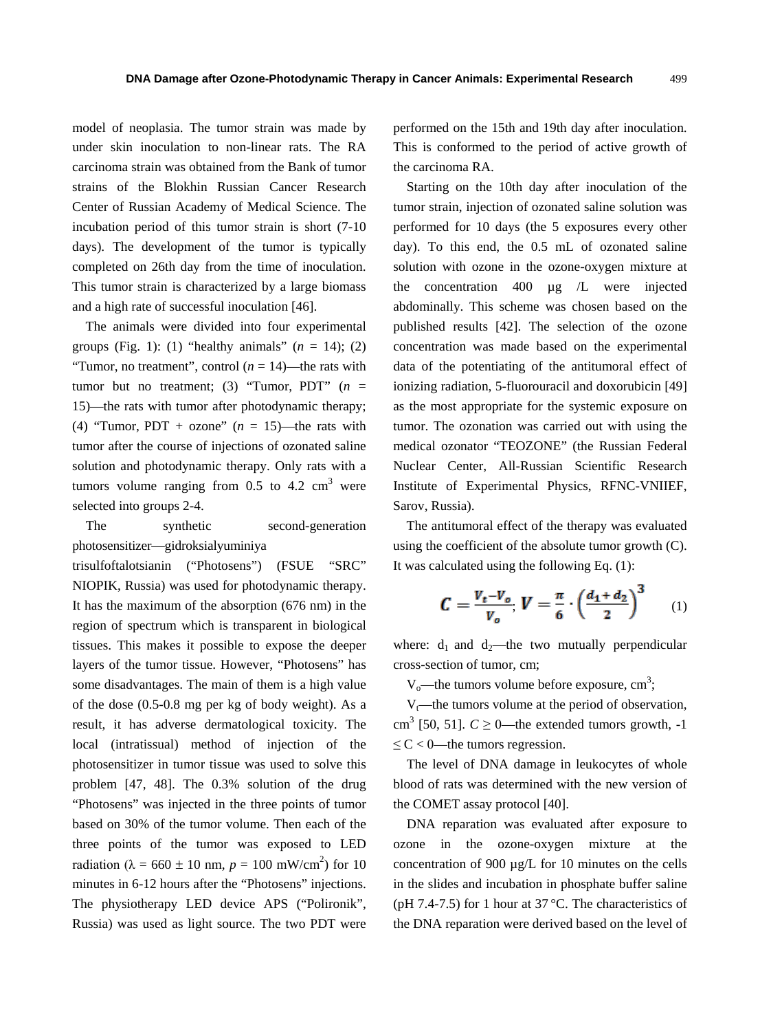model of neoplasia. The tumor strain was made by under skin inoculation to non-linear rats. The RA carcinoma strain was obtained from the Bank of tumor strains of the Blokhin Russian Cancer Research Center of Russian Academy of Medical Science. The incubation period of this tumor strain is short (7-10 days). The development of the tumor is typically completed on 26th day from the time of inoculation. This tumor strain is characterized by a large biomass and a high rate of successful inoculation [46].

The animals were divided into four experimental groups (Fig. 1): (1) "healthy animals" ($n$ = 14); (2) "Tumor, no treatment", control ($n$ = 14)—the rats with tumor but no treatment; (3) "Tumor, PDT" ($n$ = 15)—the rats with tumor after photodynamic therapy; (4) "Tumor, PDT + ozone" ($n$ = 15)—the rats with tumor after the course of injections of ozonated saline solution and photodynamic therapy. Only rats with a tumors volume ranging from 0.5 to 4.2 $cm^3$ were selected into groups 2-4.

The synthetic second-generation photosensitizer—gidroksialyuminiya trisulfoftalotsianin ("Photosens") (FSUE "SRC" NIOPIK, Russia) was used for photodynamic therapy. It has the maximum of the absorption (676 nm) in the region of spectrum which is transparent in biological tissues. This makes it possible to expose the deeper layers of the tumor tissue. However, "Photosens" has some disadvantages. The main of them is a high value of the dose (0.5-0.8 mg per kg of body weight). As a result, it has adverse dermatological toxicity. The local (intratissual) method of injection of the photosensitizer in tumor tissue was used to solve this problem [47, 48]. The 0.3% solution of the drug "Photosens" was injected in the three points of tumor based on 30% of the tumor volume. Then each of the three points of the tumor was exposed to LED radiation ($\lambda = 660 \pm 10$ nm, $p = 100$ mW/$cm^2$) for 10 minutes in 6-12 hours after the "Photosens" injections. The physiotherapy LED device APS ("Polironik", Russia) was used as light source. The two PDT were performed on the 15th and 19th day after inoculation. This is conformed to the period of active growth of the carcinoma RA.

Starting on the 10th day after inoculation of the tumor strain, injection of ozonated saline solution was performed for 10 days (the 5 exposures every other day). To this end, the 0.5 mL of ozonated saline solution with ozone in the ozone-oxygen mixture at the concentration 400 µg /L were injected abdominally. This scheme was chosen based on the published results [42]. The selection of the ozone concentration was made based on the experimental data of the potentiating of the antitumoral effect of ionizing radiation, 5-fluorouracil and doxorubicin [49] as the most appropriate for the systemic exposure on tumor. The ozonation was carried out with using the medical ozonator "TEOZONE" (the Russian Federal Nuclear Center, All-Russian Scientific Research Institute of Experimental Physics, RFNC-VNIIEF, Sarov, Russia).

The antitumoral effect of the therapy was evaluated using the coefficient of the absolute tumor growth (C). It was calculated using the following Eq. (1):

$$C = \frac{V_t - V_o}{V_o};\ V = \frac{\pi}{6} \cdot \left(\frac{d_1 + d_2}{2}\right)^3 \qquad (1)$$

where: $d_1$ and $d_2$—the two mutually perpendicular cross-section of tumor, cm;

$V_o$—the tumors volume before exposure, $cm^3$;

$V_t$—the tumors volume at the period of observation, $cm^3$ [50, 51]. $C \geq 0$—the extended tumors growth, $-1 \leq C < 0$—the tumors regression.

The level of DNA damage in leukocytes of whole blood of rats was determined with the new version of the COMET assay protocol [40].

DNA reparation was evaluated after exposure to ozone in the ozone-oxygen mixture at the concentration of 900 µg/L for 10 minutes on the cells in the slides and incubation in phosphate buffer saline (pH 7.4-7.5) for 1 hour at 37 °C. The characteristics of the DNA reparation were derived based on the level of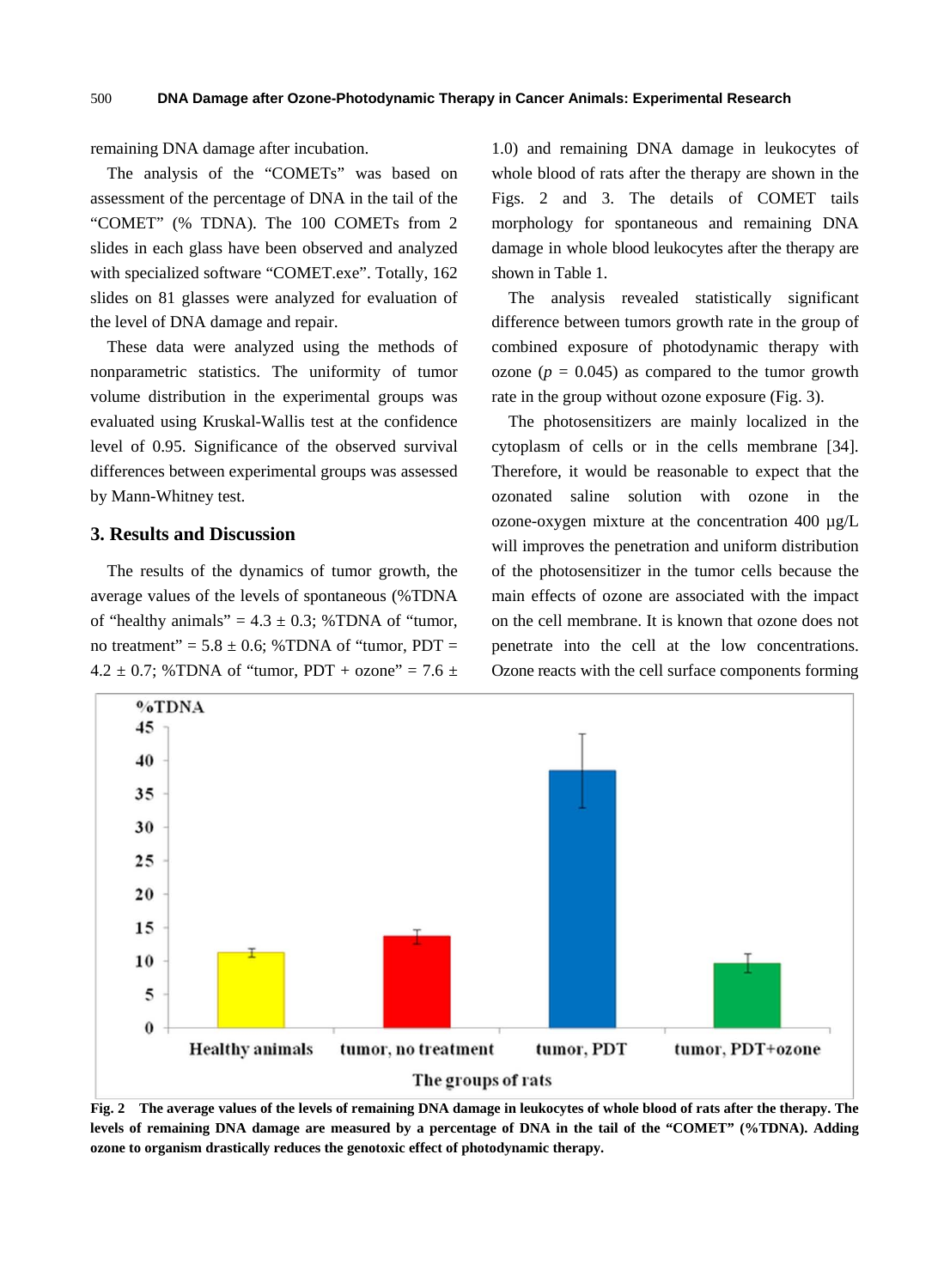remaining DNA damage after incubation.

The analysis of the "COMETs" was based on assessment of the percentage of DNA in the tail of the "COMET" (% TDNA). The 100 COMETs from 2 slides in each glass have been observed and analyzed with specialized software "COMET.exe". Totally, 162 slides on 81 glasses were analyzed for evaluation of the level of DNA damage and repair.

These data were analyzed using the methods of nonparametric statistics. The uniformity of tumor volume distribution in the experimental groups was evaluated using Kruskal-Wallis test at the confidence level of 0.95. Significance of the observed survival differences between experimental groups was assessed by Mann-Whitney test.

## 3. Results and Discussion

The results of the dynamics of tumor growth, the average values of the levels of spontaneous (%TDNA of "healthy animals" = 4.3 ± 0.3; %TDNA of "tumor, no treatment" = 5.8 ± 0.6; %TDNA of "tumor, PDT = 4.2 ± 0.7; %TDNA of "tumor, PDT + ozone" = 7.6 ± 1.0) and remaining DNA damage in leukocytes of whole blood of rats after the therapy are shown in the Figs. 2 and 3. The details of COMET tails morphology for spontaneous and remaining DNA damage in whole blood leukocytes after the therapy are shown in Table 1.

The analysis revealed statistically significant difference between tumors growth rate in the group of combined exposure of photodynamic therapy with ozone ($p$ = 0.045) as compared to the tumor growth rate in the group without ozone exposure (Fig. 3).

The photosensitizers are mainly localized in the cytoplasm of cells or in the cells membrane [34]. Therefore, it would be reasonable to expect that the ozonated saline solution with ozone in the ozone-oxygen mixture at the concentration 400 µg/L will improves the penetration and uniform distribution of the photosensitizer in the tumor cells because the main effects of ozone are associated with the impact on the cell membrane. It is known that ozone does not penetrate into the cell at the low concentrations. Ozone reacts with the cell surface components forming

**Fig. 2 The average values of the levels of remaining DNA damage in leukocytes of whole blood of rats after the therapy. The levels of remaining DNA damage are measured by a percentage of DNA in the tail of the "COMET" (%TDNA). Adding ozone to organism drastically reduces the genotoxic effect of photodynamic therapy.**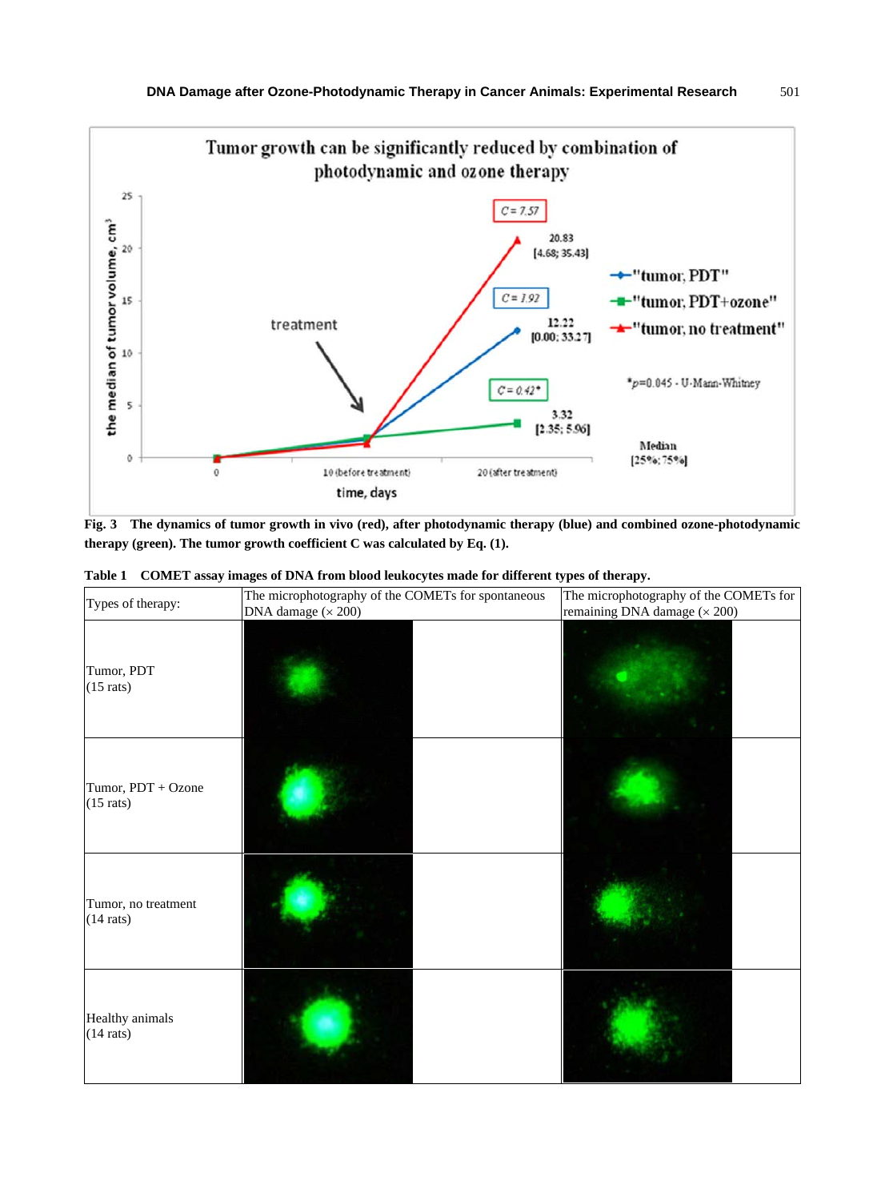Fig. 3 The dynamics of tumor growth in vivo (red), after photodynamic therapy (blue) and combined ozone-photodynamic therapy (green). The tumor growth coefficient C was calculated by Eq. (1).

**Table 1 COMET assay images of DNA from blood leukocytes made for different types of therapy.**

| Types of therapy: | The microphotography of the COMETs for spontaneous DNA damage (× 200) | The microphotography of the COMETs for remaining DNA damage (× 200) |
|---|---|---|
| Tumor, PDT (15 rats) | | |
| Tumor, PDT + Ozone (15 rats) | | |
| Tumor, no treatment (14 rats) | | |
| Healthy animals (14 rats) | | |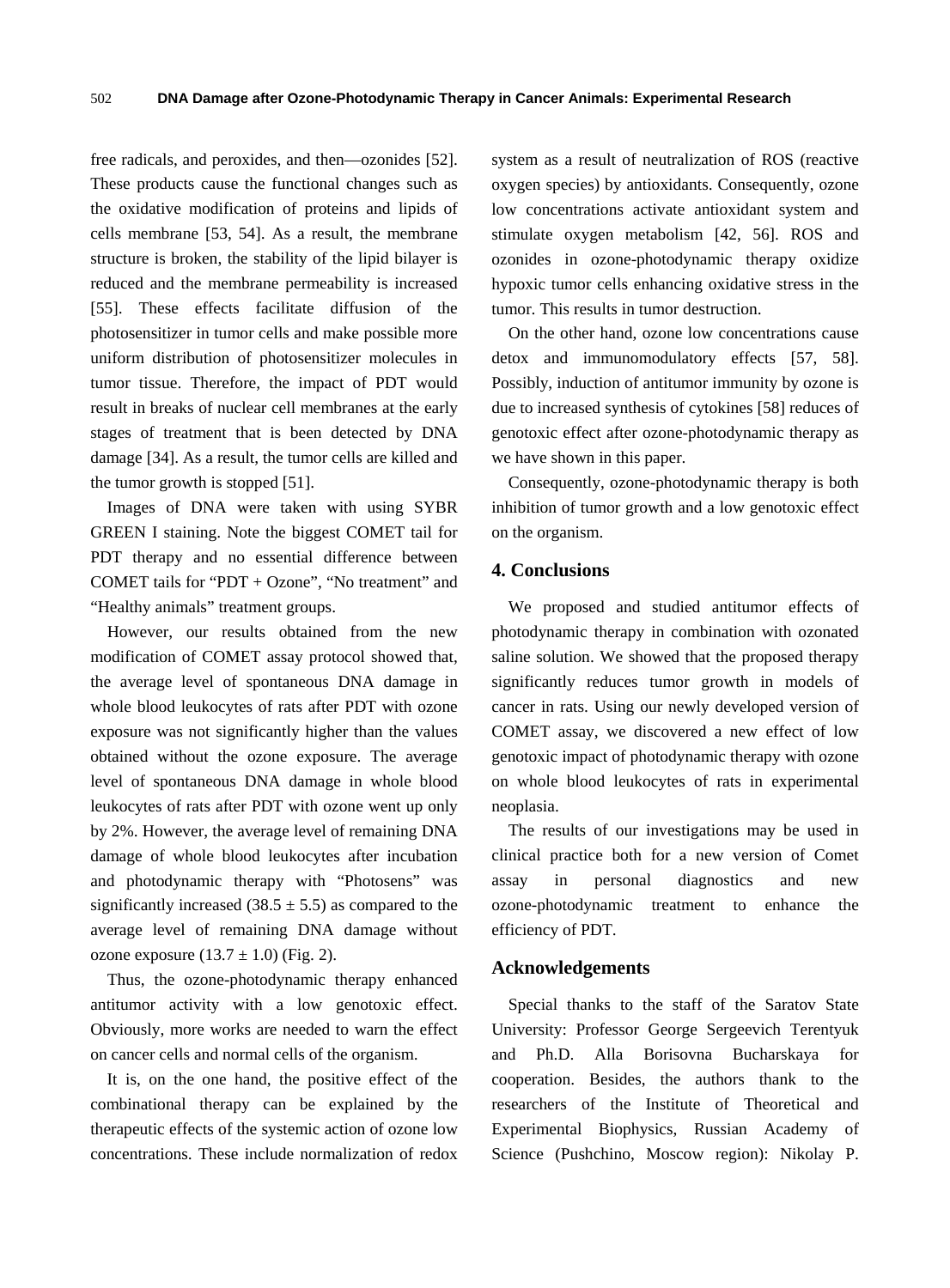free radicals, and peroxides, and then—ozonides [52]. These products cause the functional changes such as the oxidative modification of proteins and lipids of cells membrane [53, 54]. As a result, the membrane structure is broken, the stability of the lipid bilayer is reduced and the membrane permeability is increased [55]. These effects facilitate diffusion of the photosensitizer in tumor cells and make possible more uniform distribution of photosensitizer molecules in tumor tissue. Therefore, the impact of PDT would result in breaks of nuclear cell membranes at the early stages of treatment that is been detected by DNA damage [34]. As a result, the tumor cells are killed and the tumor growth is stopped [51].

Images of DNA were taken with using SYBR GREEN I staining. Note the biggest COMET tail for PDT therapy and no essential difference between COMET tails for "PDT + Ozone", "No treatment" and "Healthy animals" treatment groups.

However, our results obtained from the new modification of COMET assay protocol showed that, the average level of spontaneous DNA damage in whole blood leukocytes of rats after PDT with ozone exposure was not significantly higher than the values obtained without the ozone exposure. The average level of spontaneous DNA damage in whole blood leukocytes of rats after PDT with ozone went up only by 2%. However, the average level of remaining DNA damage of whole blood leukocytes after incubation and photodynamic therapy with "Photosens" was significantly increased ($38.5 \pm 5.5$) as compared to the average level of remaining DNA damage without ozone exposure ($13.7 \pm 1.0$) (Fig. 2).

Thus, the ozone-photodynamic therapy enhanced antitumor activity with a low genotoxic effect. Obviously, more works are needed to warn the effect on cancer cells and normal cells of the organism.

It is, on the one hand, the positive effect of the combinational therapy can be explained by the therapeutic effects of the systemic action of ozone low concentrations. These include normalization of redox system as a result of neutralization of ROS (reactive oxygen species) by antioxidants. Consequently, ozone low concentrations activate antioxidant system and stimulate oxygen metabolism [42, 56]. ROS and ozonides in ozone-photodynamic therapy oxidize hypoxic tumor cells enhancing oxidative stress in the tumor. This results in tumor destruction.

On the other hand, ozone low concentrations cause detox and immunomodulatory effects [57, 58]. Possibly, induction of antitumor immunity by ozone is due to increased synthesis of cytokines [58] reduces of genotoxic effect after ozone-photodynamic therapy as we have shown in this paper.

Consequently, ozone-photodynamic therapy is both inhibition of tumor growth and a low genotoxic effect on the organism.

## 4. Conclusions

We proposed and studied antitumor effects of photodynamic therapy in combination with ozonated saline solution. We showed that the proposed therapy significantly reduces tumor growth in models of cancer in rats. Using our newly developed version of COMET assay, we discovered a new effect of low genotoxic impact of photodynamic therapy with ozone on whole blood leukocytes of rats in experimental neoplasia.

The results of our investigations may be used in clinical practice both for a new version of Comet assay in personal diagnostics and new ozone-photodynamic treatment to enhance the efficiency of PDT.

## Acknowledgements

Special thanks to the staff of the Saratov State University: Professor George Sergeevich Terentyuk and Ph.D. Alla Borisovna Bucharskaya for cooperation. Besides, the authors thank to the researchers of the Institute of Theoretical and Experimental Biophysics, Russian Academy of Science (Pushchino, Moscow region): Nikolay P.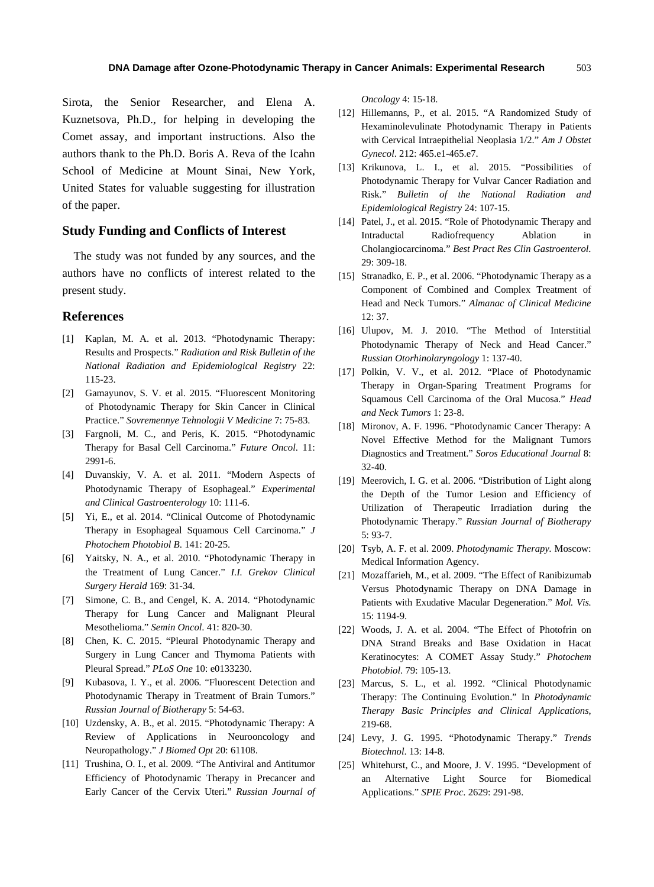Sirota, the Senior Researcher, and Elena A. Kuznetsova, Ph.D., for helping in developing the Comet assay, and important instructions. Also the authors thank to the Ph.D. Boris A. Reva of the Icahn School of Medicine at Mount Sinai, New York, United States for valuable suggesting for illustration of the paper.

## Study Funding and Conflicts of Interest

The study was not funded by any sources, and the authors have no conflicts of interest related to the present study.

## References

[1] Kaplan, M. A. et al. 2013. "Photodynamic Therapy: Results and Prospects." *Radiation and Risk Bulletin of the National Radiation and Epidemiological Registry* 22: 115-23.

[2] Gamayunov, S. V. et al. 2015. "Fluorescent Monitoring of Photodynamic Therapy for Skin Cancer in Clinical Practice." *Sovremennye Tehnologii V Medicine* 7: 75-83.

[3] Fargnoli, M. C., and Peris, K. 2015. "Photodynamic Therapy for Basal Cell Carcinoma." *Future Oncol*. 11: 2991-6.

[4] Duvanskiy, V. A. et al. 2011. "Modern Aspects of Photodynamic Therapy of Esophageal." *Experimental and Clinical Gastroenterology* 10: 111-6.

[5] Yi, E., et al. 2014. "Clinical Outcome of Photodynamic Therapy in Esophageal Squamous Cell Carcinoma." *J Photochem Photobiol B*. 141: 20-25.

[6] Yaitsky, N. A., et al. 2010. "Photodynamic Therapy in the Treatment of Lung Cancer." *I.I. Grekov Clinical Surgery Herald* 169: 31-34.

[7] Simone, C. B., and Cengel, K. A. 2014. "Photodynamic Therapy for Lung Cancer and Malignant Pleural Mesothelioma." *Semin Oncol*. 41: 820-30.

[8] Chen, K. C. 2015. "Pleural Photodynamic Therapy and Surgery in Lung Cancer and Thymoma Patients with Pleural Spread." *PLoS One* 10: e0133230.

[9] Kubasova, I. Y., et al. 2006. "Fluorescent Detection and Photodynamic Therapy in Treatment of Brain Tumors." *Russian Journal of Biotherapy* 5: 54-63.

[10] Uzdensky, A. B., et al. 2015. "Photodynamic Therapy: A Review of Applications in Neurooncology and Neuropathology." *J Biomed Opt* 20: 61108.

[11] Trushina, O. I., et al. 2009. "The Antiviral and Antitumor Efficiency of Photodynamic Therapy in Precancer and Early Cancer of the Cervix Uteri." *Russian Journal of Oncology* 4: 15-18.

[12] Hillemanns, P., et al. 2015. "A Randomized Study of Hexaminolevulinate Photodynamic Therapy in Patients with Cervical Intraepithelial Neoplasia 1/2." *Am J Obstet Gynecol*. 212: 465.e1-465.e7.

[13] Krikunova, L. I., et al. 2015. "Possibilities of Photodynamic Therapy for Vulvar Cancer Radiation and Risk." *Bulletin of the National Radiation and Epidemiological Registry* 24: 107-15.

[14] Patel, J., et al. 2015. "Role of Photodynamic Therapy and Intraductal Radiofrequency Ablation in Cholangiocarcinoma." *Best Pract Res Clin Gastroenterol*. 29: 309-18.

[15] Stranadko, E. P., et al. 2006. "Photodynamic Therapy as a Component of Combined and Complex Treatment of Head and Neck Tumors." *Almanac of Clinical Medicine* 12: 37.

[16] Ulupov, M. J. 2010. "The Method of Interstitial Photodynamic Therapy of Neck and Head Cancer." *Russian Otorhinolaryngology* 1: 137-40.

[17] Polkin, V. V., et al. 2012. "Place of Photodynamic Therapy in Organ-Sparing Treatment Programs for Squamous Cell Carcinoma of the Oral Mucosa." *Head and Neck Tumors* 1: 23-8.

[18] Mironov, A. F. 1996. "Photodynamic Cancer Therapy: A Novel Effective Method for the Malignant Tumors Diagnostics and Treatment." *Soros Educational Journal* 8: 32-40.

[19] Meerovich, I. G. et al. 2006. "Distribution of Light along the Depth of the Tumor Lesion and Efficiency of Utilization of Therapeutic Irradiation during the Photodynamic Therapy." *Russian Journal of Biotherapy* 5: 93-7.

[20] Tsyb, A. F. et al. 2009. *Photodynamic Therapy*. Moscow: Medical Information Agency.

[21] Mozaffarieh, M., et al. 2009. "The Effect of Ranibizumab Versus Photodynamic Therapy on DNA Damage in Patients with Exudative Macular Degeneration." *Mol. Vis.* 15: 1194-9.

[22] Woods, J. A. et al. 2004. "The Effect of Photofrin on DNA Strand Breaks and Base Oxidation in Hacat Keratinocytes: A COMET Assay Study." *Photochem Photobiol*. 79: 105-13.

[23] Marcus, S. L., et al. 1992. "Clinical Photodynamic Therapy: The Continuing Evolution." In *Photodynamic Therapy Basic Principles and Clinical Applications*, 219-68.

[24] Levy, J. G. 1995. "Photodynamic Therapy." *Trends Biotechnol*. 13: 14-8.

[25] Whitehurst, C., and Moore, J. V. 1995. "Development of an Alternative Light Source for Biomedical Applications." *SPIE Proc*. 2629: 291-98.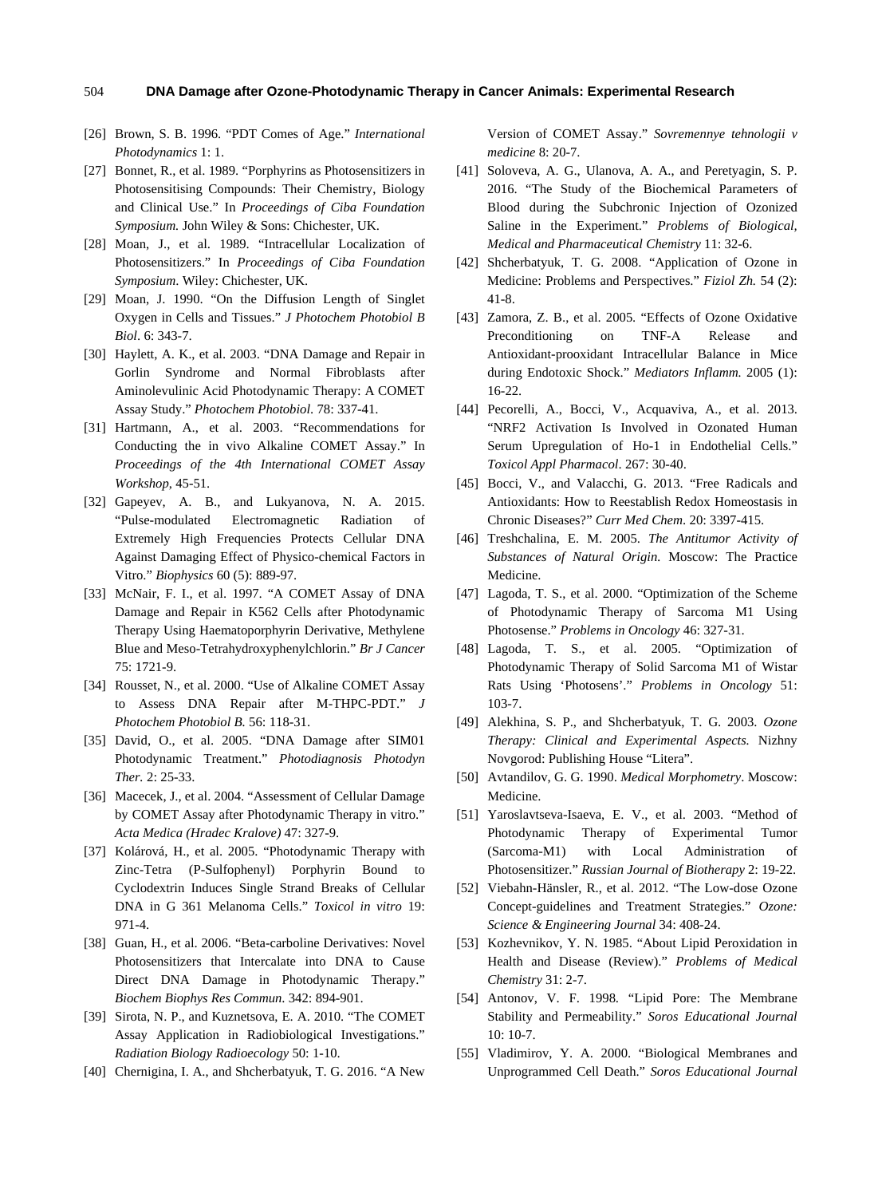[26] Brown, S. B. 1996. "PDT Comes of Age." *International Photodynamics* 1: 1.

[27] Bonnet, R., et al. 1989. "Porphyrins as Photosensitizers in Photosensitising Compounds: Their Chemistry, Biology and Clinical Use." In *Proceedings of Ciba Foundation Symposium.* John Wiley & Sons: Chichester, UK.

[28] Moan, J., et al. 1989. "Intracellular Localization of Photosensitizers." In *Proceedings of Ciba Foundation Symposium*. Wiley: Chichester, UK.

[29] Moan, J. 1990. "On the Diffusion Length of Singlet Oxygen in Cells and Tissues." *J Photochem Photobiol B Biol*. 6: 343-7.

[30] Haylett, A. K., et al. 2003. "DNA Damage and Repair in Gorlin Syndrome and Normal Fibroblasts after Aminolevulinic Acid Photodynamic Therapy: A COMET Assay Study." *Photochem Photobiol*. 78: 337-41.

[31] Hartmann, A., et al. 2003. "Recommendations for Conducting the in vivo Alkaline COMET Assay." In *Proceedings of the 4th International COMET Assay Workshop*, 45-51.

[32] Gapeyev, A. B., and Lukyanova, N. A. 2015. "Pulse-modulated Electromagnetic Radiation of Extremely High Frequencies Protects Cellular DNA Against Damaging Effect of Physico-chemical Factors in Vitro." *Biophysics* 60 (5): 889-97.

[33] McNair, F. I., et al. 1997. "A COMET Assay of DNA Damage and Repair in K562 Cells after Photodynamic Therapy Using Haematoporphyrin Derivative, Methylene Blue and Meso-Tetrahydroxyphenylchlorin." *Br J Cancer* 75: 1721-9.

[34] Rousset, N., et al. 2000. "Use of Alkaline COMET Assay to Assess DNA Repair after M-THPC-PDT." *J Photochem Photobiol B.* 56: 118-31.

[35] David, O., et al. 2005. "DNA Damage after SIM01 Photodynamic Treatment." *Photodiagnosis Photodyn Ther.* 2: 25-33.

[36] Macecek, J., et al. 2004. "Assessment of Cellular Damage by COMET Assay after Photodynamic Therapy in vitro." *Acta Medica (Hradec Kralove)* 47: 327-9.

[37] Kolárová, H., et al. 2005. "Photodynamic Therapy with Zinc-Tetra (P-Sulfophenyl) Porphyrin Bound to Cyclodextrin Induces Single Strand Breaks of Cellular DNA in G 361 Melanoma Cells." *Toxicol in vitro* 19: 971-4.

[38] Guan, H., et al. 2006. "Beta-carboline Derivatives: Novel Photosensitizers that Intercalate into DNA to Cause Direct DNA Damage in Photodynamic Therapy." *Biochem Biophys Res Commun*. 342: 894-901.

[39] Sirota, N. P., and Kuznetsova, E. A. 2010. "The COMET Assay Application in Radiobiological Investigations." *Radiation Biology Radioecology* 50: 1-10.

[40] Chernigina, I. A., and Shcherbatyuk, T. G. 2016. "A New Version of COMET Assay." *Sovremennye tehnologii v medicine* 8: 20-7.

[41] Soloveva, A. G., Ulanova, A. A., and Peretyagin, S. P. 2016. "The Study of the Biochemical Parameters of Blood during the Subchronic Injection of Ozonized Saline in the Experiment." *Problems of Biological, Medical and Pharmaceutical Chemistry* 11: 32-6.

[42] Shcherbatyuk, T. G. 2008. "Application of Ozone in Medicine: Problems and Perspectives." *Fiziol Zh.* 54 (2): 41-8.

[43] Zamora, Z. B., et al. 2005. "Effects of Ozone Oxidative Preconditioning on TNF-A Release and Antioxidant-prooxidant Intracellular Balance in Mice during Endotoxic Shock." *Mediators Inflamm.* 2005 (1): 16-22.

[44] Pecorelli, A., Bocci, V., Acquaviva, A., et al. 2013. "NRF2 Activation Is Involved in Ozonated Human Serum Upregulation of Ho-1 in Endothelial Cells." *Toxicol Appl Pharmacol*. 267: 30-40.

[45] Bocci, V., and Valacchi, G. 2013. "Free Radicals and Antioxidants: How to Reestablish Redox Homeostasis in Chronic Diseases?" *Curr Med Chem*. 20: 3397-415.

[46] Treshchalina, E. M. 2005. *The Antitumor Activity of Substances of Natural Origin.* Moscow: The Practice Medicine.

[47] Lagoda, T. S., et al. 2000. "Optimization of the Scheme of Photodynamic Therapy of Sarcoma M1 Using Photosense." *Problems in Oncology* 46: 327-31.

[48] Lagoda, T. S., et al. 2005. "Optimization of Photodynamic Therapy of Solid Sarcoma M1 of Wistar Rats Using 'Photosens'." *Problems in Oncology* 51: 103-7.

[49] Alekhina, S. P., and Shcherbatyuk, T. G. 2003. *Ozone Therapy: Clinical and Experimental Aspects.* Nizhny Novgorod: Publishing House "Litera".

[50] Avtandilov, G. G. 1990. *Medical Morphometry*. Moscow: Medicine.

[51] Yaroslavtseva-Isaeva, E. V., et al. 2003. "Method of Photodynamic Therapy of Experimental Tumor (Sarcoma-M1) with Local Administration of Photosensitizer." *Russian Journal of Biotherapy* 2: 19-22.

[52] Viebahn-Hänsler, R., et al. 2012. "The Low-dose Ozone Concept-guidelines and Treatment Strategies." *Ozone: Science & Engineering Journal* 34: 408-24.

[53] Kozhevnikov, Y. N. 1985. "About Lipid Peroxidation in Health and Disease (Review)." *Problems of Medical Chemistry* 31: 2-7.

[54] Antonov, V. F. 1998. "Lipid Pore: The Membrane Stability and Permeability." *Soros Educational Journal* 10: 10-7.

[55] Vladimirov, Y. A. 2000. "Biological Membranes and Unprogrammed Cell Death." *Soros Educational Journal*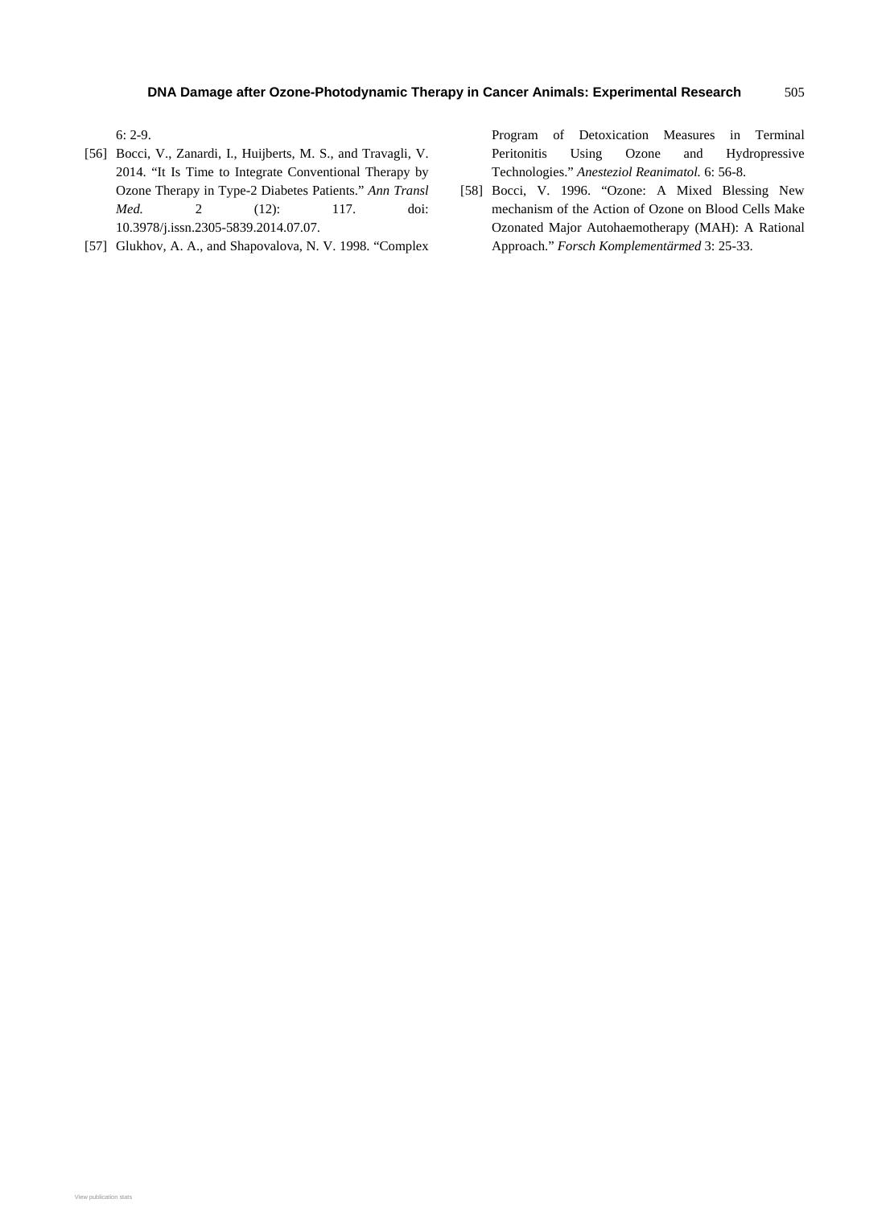6: 2-9.

[56] Bocci, V., Zanardi, I., Huijberts, M. S., and Travagli, V. 2014. "It Is Time to Integrate Conventional Therapy by Ozone Therapy in Type-2 Diabetes Patients." *Ann Transl Med.* 2 (12): 117. doi: 10.3978/j.issn.2305-5839.2014.07.07.

[57] Glukhov, A. A., and Shapovalova, N. V. 1998. "Complex Program of Detoxication Measures in Terminal Peritonitis Using Ozone and Hydropressive Technologies." *Anesteziol Reanimatol.* 6: 56-8.

[58] Bocci, V. 1996. "Ozone: A Mixed Blessing New mechanism of the Action of Ozone on Blood Cells Make Ozonated Major Autohaemotherapy (MAH): A Rational Approach." *Forsch Komplementärmed* 3: 25-33.